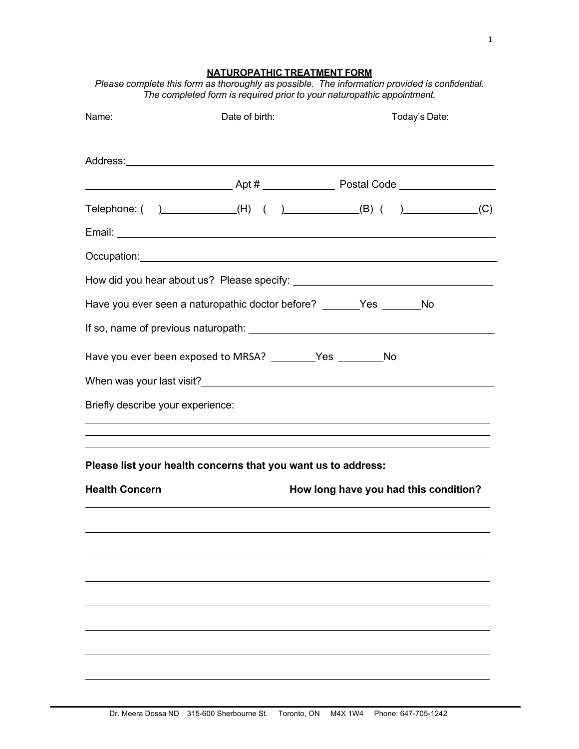## NATUROPATHIC TREATMENT FORM

*Please complete this form as thoroughly as possible. The information provided is confidential. The completed form is required prior to your naturopathic appointment.*

Name: Date of birth: Today's Date:

Address: ____________________________________________

____________________ Apt # __________ Postal Code ____________

Telephone: ( ) __________ (H) ( ) __________ (B) ( ) __________ (C)

Email: ____________________________________________

Occupation: ____________________________________________

How did you hear about us? Please specify: ______________________________

Have you ever seen a naturopathic doctor before? ______ Yes ______ No

If so, name of previous naturopath: ______________________________

Have you ever been exposed to MRSA? ______ Yes ______ No

When was your last visit? ______________________________

Briefly describe your experience:

____________________________________________

____________________________________________

____________________________________________

**Please list your health concerns that you want us to address:**

| **Health Concern** | **How long have you had this condition?** |
|---|---|
| | |
| | |
| | |
| | |
| | |
| | |
| | |
| | |

Dr. Meera Dossa ND 315-600 Sherbourne St. Toronto, ON M4X 1W4 Phone: 647-705-1242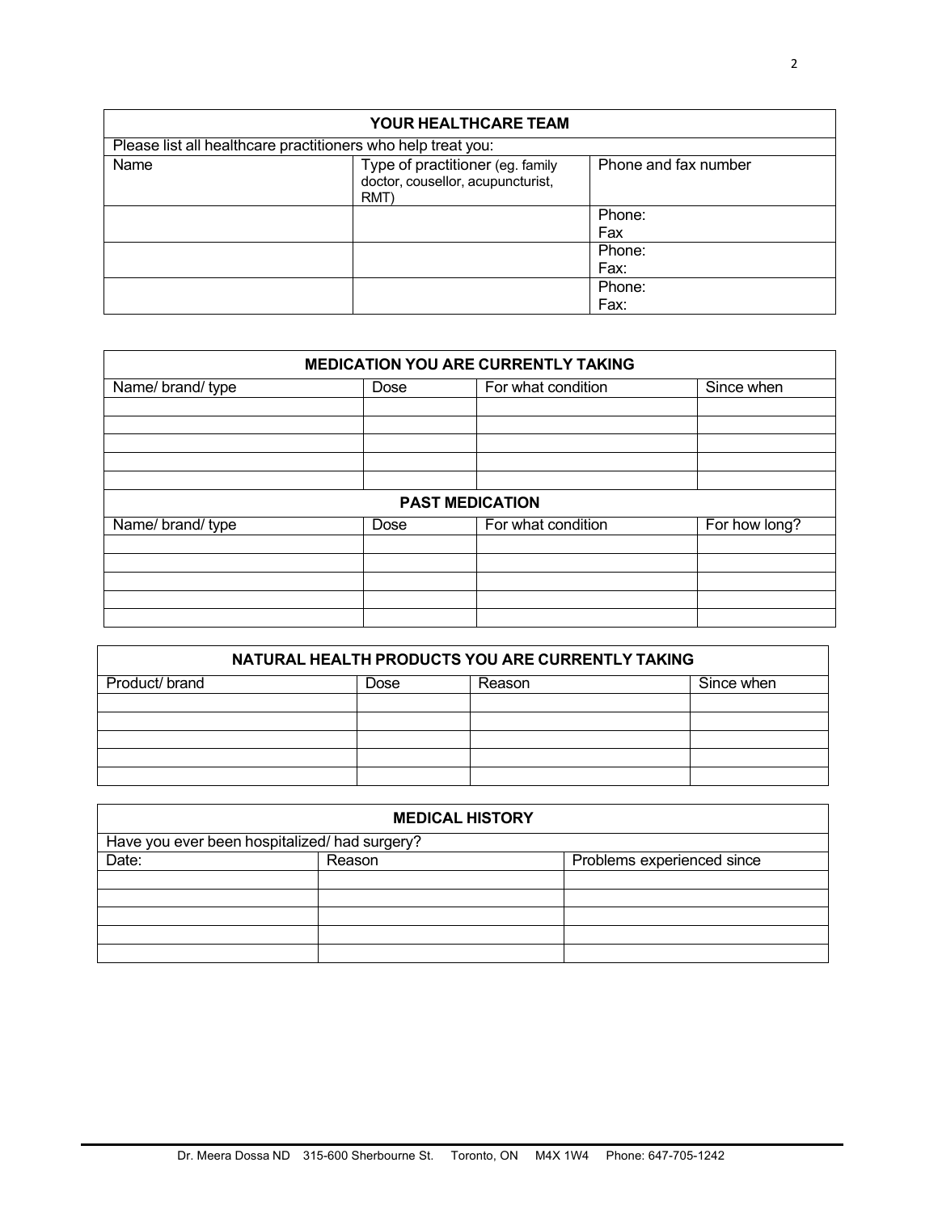| YOUR HEALTHCARE TEAM | | |
|---|---|---|
| Please list all healthcare practitioners who help treat you: | | |
| Name | Type of practitioner (eg. family doctor, cousellor, acupuncturist, RMT) | Phone and fax number |
| | | Phone:<br>Fax |
| | | Phone:<br>Fax: |
| | | Phone:<br>Fax: |

| MEDICATION YOU ARE CURRENTLY TAKING | | | |
|---|---|---|---|
| Name/ brand/ type | Dose | For what condition | Since when |
| | | | |
| | | | |
| | | | |
| | | | |
| | | | |
| **PAST MEDICATION** | | | |
| Name/ brand/ type | Dose | For what condition | For how long? |
| | | | |
| | | | |
| | | | |
| | | | |
| | | | |

| NATURAL HEALTH PRODUCTS YOU ARE CURRENTLY TAKING | | | |
|---|---|---|---|
| Product/ brand | Dose | Reason | Since when |
| | | | |
| | | | |
| | | | |
| | | | |
| | | | |

| MEDICAL HISTORY | | |
|---|---|---|
| Have you ever been hospitalized/ had surgery? | | |
| Date: | Reason | Problems experienced since |
| | | |
| | | |
| | | |
| | | |
| | | |

Dr. Meera Dossa ND 315-600 Sherbourne St. Toronto, ON M4X 1W4 Phone: 647-705-1242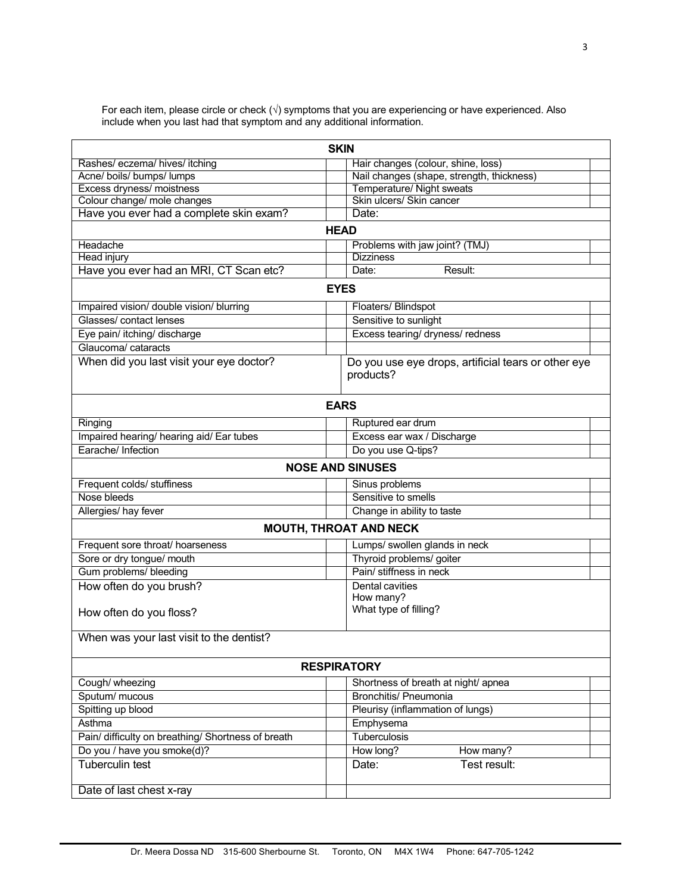For each item, please circle or check (√) symptoms that you are experiencing or have experienced. Also include when you last had that symptom and any additional information.

| SKIN | | | |
|---|---|---|---|
| Rashes/ eczema/ hives/ itching | | Hair changes (colour, shine, loss) | |
| Acne/ boils/ bumps/ lumps | | Nail changes (shape, strength, thickness) | |
| Excess dryness/ moistness | | Temperature/ Night sweats | |
| Colour change/ mole changes | | Skin ulcers/ Skin cancer | |
| Have you ever had a complete skin exam? | | Date: | |
| **HEAD** | | | |
| Headache | | Problems with jaw joint? (TMJ) | |
| Head injury | | Dizziness | |
| Have you ever had an MRI, CT Scan etc? | | Date: Result: | |
| **EYES** | | | |
| Impaired vision/ double vision/ blurring | | Floaters/ Blindspot | |
| Glasses/ contact lenses | | Sensitive to sunlight | |
| Eye pain/ itching/ discharge | | Excess tearing/ dryness/ redness | |
| Glaucoma/ cataracts | | | |
| When did you last visit your eye doctor? | | Do you use eye drops, artificial tears or other eye products? | |
| **EARS** | | | |
| Ringing | | Ruptured ear drum | |
| Impaired hearing/ hearing aid/ Ear tubes | | Excess ear wax / Discharge | |
| Earache/ Infection | | Do you use Q-tips? | |
| **NOSE AND SINUSES** | | | |
| Frequent colds/ stuffiness | | Sinus problems | |
| Nose bleeds | | Sensitive to smells | |
| Allergies/ hay fever | | Change in ability to taste | |
| **MOUTH, THROAT AND NECK** | | | |
| Frequent sore throat/ hoarseness | | Lumps/ swollen glands in neck | |
| Sore or dry tongue/ mouth | | Thyroid problems/ goiter | |
| Gum problems/ bleeding | | Pain/ stiffness in neck | |
| How often do you brush?<br><br>How often do you floss? | | Dental cavities<br>How many?<br>What type of filling? | |
| When was your last visit to the dentist? | | | |
| **RESPIRATORY** | | | |
| Cough/ wheezing | | Shortness of breath at night/ apnea | |
| Sputum/ mucous | | Bronchitis/ Pneumonia | |
| Spitting up blood | | Pleurisy (inflammation of lungs) | |
| Asthma | | Emphysema | |
| Pain/ difficulty on breathing/ Shortness of breath | | Tuberculosis | |
| Do you / have you smoke(d)? | | How long? How many? | |
| Tuberculin test | | Date: Test result: | |
| Date of last chest x-ray | | | |

Dr. Meera Dossa ND 315-600 Sherbourne St. Toronto, ON M4X 1W4 Phone: 647-705-1242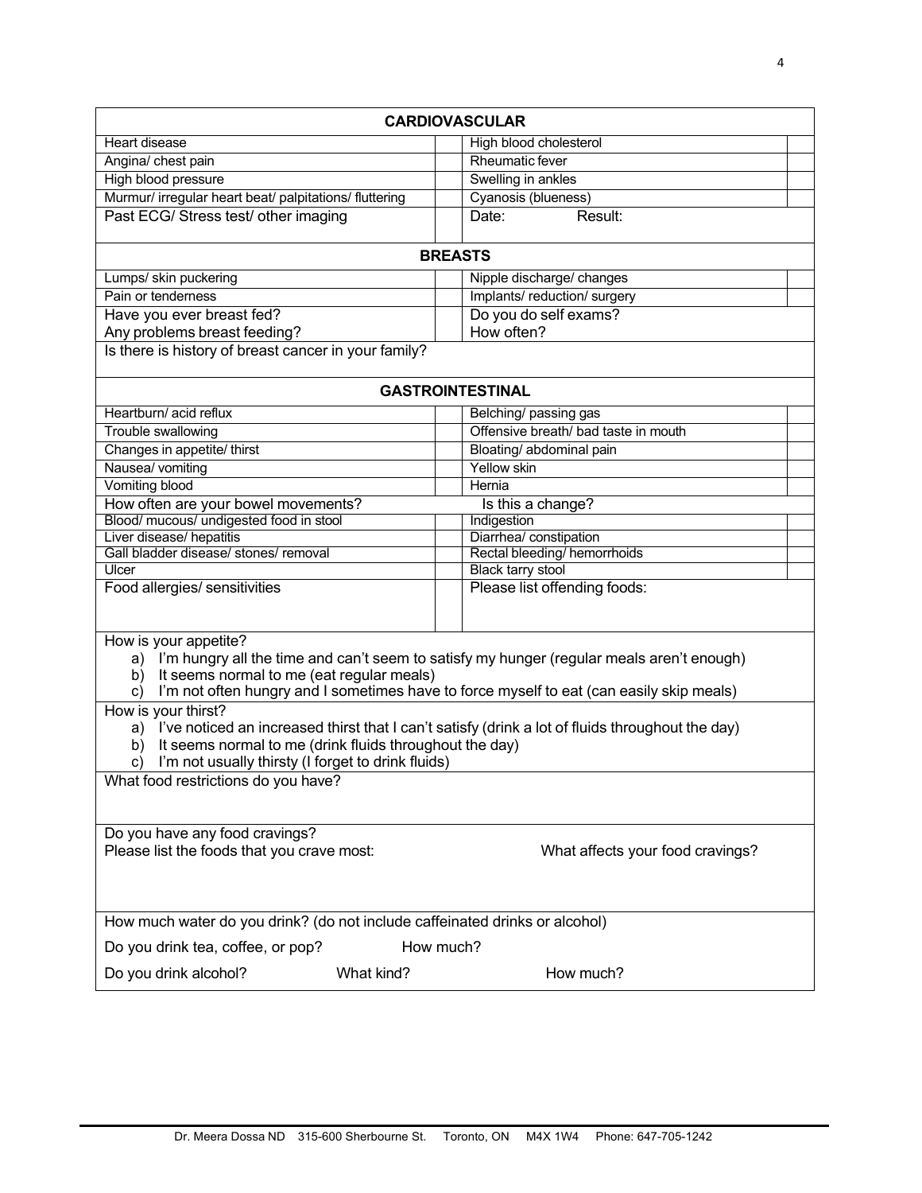## CARDIOVASCULAR

| | | | |
|---|---|---|---|
| Heart disease | | High blood cholesterol | |
| Angina/ chest pain | | Rheumatic fever | |
| High blood pressure | | Swelling in ankles | |
| Murmur/ irregular heart beat/ palpitations/ fluttering | | Cyanosis (blueness) | |
| Past ECG/ Stress test/ other imaging | | Date: Result: | |

## BREASTS

| | | | |
|---|---|---|---|
| Lumps/ skin puckering | | Nipple discharge/ changes | |
| Pain or tenderness | | Implants/ reduction/ surgery | |
| Have you ever breast fed?<br>Any problems breast feeding? | | Do you do self exams?<br>How often? | |

Is there is history of breast cancer in your family?

## GASTROINTESTINAL

| | | | |
|---|---|---|---|
| Heartburn/ acid reflux | | Belching/ passing gas | |
| Trouble swallowing | | Offensive breath/ bad taste in mouth | |
| Changes in appetite/ thirst | | Bloating/ abdominal pain | |
| Nausea/ vomiting | | Yellow skin | |
| Vomiting blood | | Hernia | |
| How often are your bowel movements? | | Is this a change? | |
| Blood/ mucous/ undigested food in stool | | Indigestion | |
| Liver disease/ hepatitis | | Diarrhea/ constipation | |
| Gall bladder disease/ stones/ removal | | Rectal bleeding/ hemorrhoids | |
| Ulcer | | Black tarry stool | |
| Food allergies/ sensitivities | | Please list offending foods: | |

How is your appetite?

a) I'm hungry all the time and can't seem to satisfy my hunger (regular meals aren't enough)
b) It seems normal to me (eat regular meals)
c) I'm not often hungry and I sometimes have to force myself to eat (can easily skip meals)

How is your thirst?

a) I've noticed an increased thirst that I can't satisfy (drink a lot of fluids throughout the day)
b) It seems normal to me (drink fluids throughout the day)
c) I'm not usually thirsty (I forget to drink fluids)

What food restrictions do you have?

Do you have any food cravings?

Please list the foods that you crave most: What affects your food cravings?

How much water do you drink? (do not include caffeinated drinks or alcohol)

Do you drink tea, coffee, or pop? How much?

Do you drink alcohol? What kind? How much?

Dr. Meera Dossa ND 315-600 Sherbourne St. Toronto, ON M4X 1W4 Phone: 647-705-1242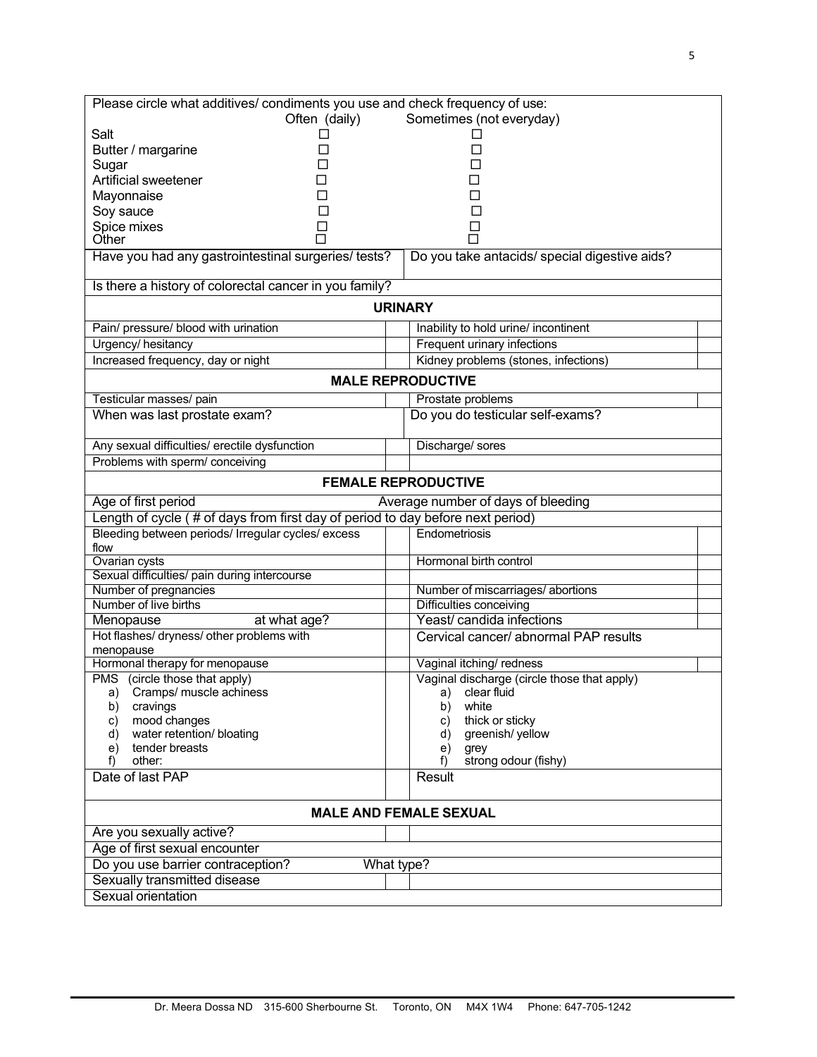Please circle what additives/ condiments you use and check frequency of use:

| | Often (daily) | Sometimes (not everyday) |
|---|---|---|
| Salt | ☐ | ☐ |
| Butter / margarine | ☐ | ☐ |
| Sugar | ☐ | ☐ |
| Artificial sweetener | ☐ | ☐ |
| Mayonnaise | ☐ | ☐ |
| Soy sauce | ☐ | ☐ |
| Spice mixes | ☐ | ☐ |
| Other | ☐ | ☐ |

| Have you had any gastrointestinal surgeries/ tests? | Do you take antacids/ special digestive aids? |
|---|---|

Is there a history of colorectal cancer in you family?

## URINARY

| | | | |
|---|---|---|---|
| Pain/ pressure/ blood with urination | | Inability to hold urine/ incontinent | |
| Urgency/ hesitancy | | Frequent urinary infections | |
| Increased frequency, day or night | | Kidney problems (stones, infections) | |

## MALE REPRODUCTIVE

| | | | |
|---|---|---|---|
| Testicular masses/ pain | | Prostate problems | |
| When was last prostate exam? | | Do you do testicular self-exams? | |
| Any sexual difficulties/ erectile dysfunction | | Discharge/ sores | |
| Problems with sperm/ conceiving | | | |

## FEMALE REPRODUCTIVE

| | | | |
|---|---|---|---|
| Age of first period | | Average number of days of bleeding | |
| Length of cycle ( # of days from first day of period to day before next period) | | | |
| Bleeding between periods/ Irregular cycles/ excess flow | | Endometriosis | |
| Ovarian cysts | | Hormonal birth control | |
| Sexual difficulties/ pain during intercourse | | | |
| Number of pregnancies | | Number of miscarriages/ abortions | |
| Number of live births | | Difficulties conceiving | |
| Menopause at what age? | | Yeast/ candida infections | |
| Hot flashes/ dryness/ other problems with menopause | | Cervical cancer/ abnormal PAP results | |
| Hormonal therapy for menopause | | Vaginal itching/ redness | |
| PMS (circle those that apply)<br>a) Cramps/ muscle achiness<br>b) cravings<br>c) mood changes<br>d) water retention/ bloating<br>e) tender breasts<br>f) other: | | Vaginal discharge (circle those that apply)<br>a) clear fluid<br>b) white<br>c) thick or sticky<br>d) greenish/ yellow<br>e) grey<br>f) strong odour (fishy) | |
| Date of last PAP | | Result | |

## MALE AND FEMALE SEXUAL

| | | |
|---|---|---|
| Are you sexually active? | | |
| Age of first sexual encounter | | |
| Do you use barrier contraception? | What type? | |
| Sexually transmitted disease | | |
| Sexual orientation | | |

Dr. Meera Dossa ND 315-600 Sherbourne St. Toronto, ON M4X 1W4 Phone: 647-705-1242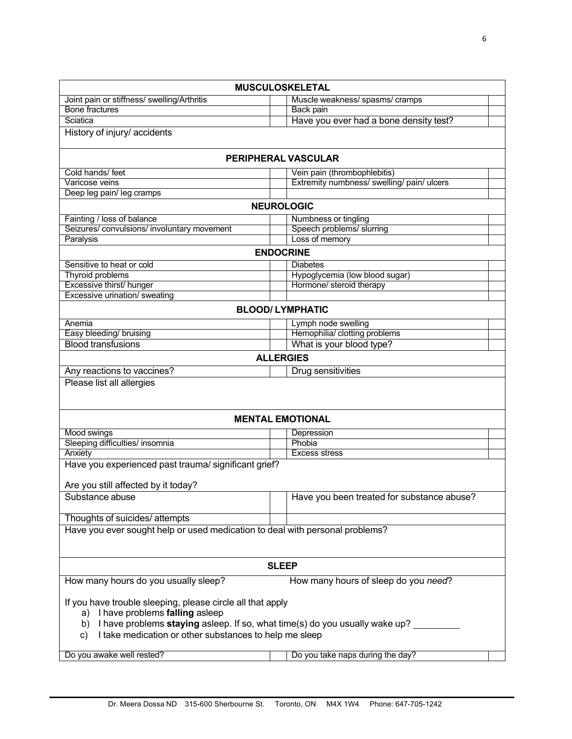## MUSCULOSKELETAL

| | | | |
|---|---|---|---|
| Joint pain or stiffness/ swelling/Arthritis | | Muscle weakness/ spasms/ cramps | |
| Bone fractures | | Back pain | |
| Sciatica | | Have you ever had a bone density test? | |
| History of injury/ accidents | | | |

## PERIPHERAL VASCULAR

| | | | |
|---|---|---|---|
| Cold hands/ feet | | Vein pain (thrombophlebitis) | |
| Varicose veins | | Extremity numbness/ swelling/ pain/ ulcers | |
| Deep leg pain/ leg cramps | | | |

## NEUROLOGIC

| | | | |
|---|---|---|---|
| Fainting / loss of balance | | Numbness or tingling | |
| Seizures/ convulsions/ involuntary movement | | Speech problems/ slurring | |
| Paralysis | | Loss of memory | |

## ENDOCRINE

| | | | |
|---|---|---|---|
| Sensitive to heat or cold | | Diabetes | |
| Thyroid problems | | Hypoglycemia (low blood sugar) | |
| Excessive thirst/ hunger | | Hormone/ steroid therapy | |
| Excessive urination/ sweating | | | |

## BLOOD/ LYMPHATIC

| | | | |
|---|---|---|---|
| Anemia | | Lymph node swelling | |
| Easy bleeding/ bruising | | Hemophilia/ clotting problems | |
| Blood transfusions | | What is your blood type? | |

## ALLERGIES

| | | |
|---|---|---|
| Any reactions to vaccines? | | Drug sensitivities |
| Please list all allergies | | |

## MENTAL EMOTIONAL

| | | | |
|---|---|---|---|
| Mood swings | | Depression | |
| Sleeping difficulties/ insomnia | | Phobia | |
| Anxiety | | Excess stress | |

Have you experienced past trauma/ significant grief?

Are you still affected by it today?

| | | |
|---|---|---|
| Substance abuse | | Have you been treated for substance abuse? |
| Thoughts of suicides/ attempts | | |

Have you ever sought help or used medication to deal with personal problems?

## SLEEP

How many hours do you usually sleep? How many hours of sleep do you *need*?

If you have trouble sleeping, please circle all that apply

a) I have problems **falling** asleep
b) I have problems **staying** asleep. If so, what time(s) do you usually wake up? _________
c) I take medication or other substances to help me sleep

| | | | |
|---|---|---|---|
| Do you awake well rested? | | Do you take naps during the day? | |

Dr. Meera Dossa ND 315-600 Sherbourne St. Toronto, ON M4X 1W4 Phone: 647-705-1242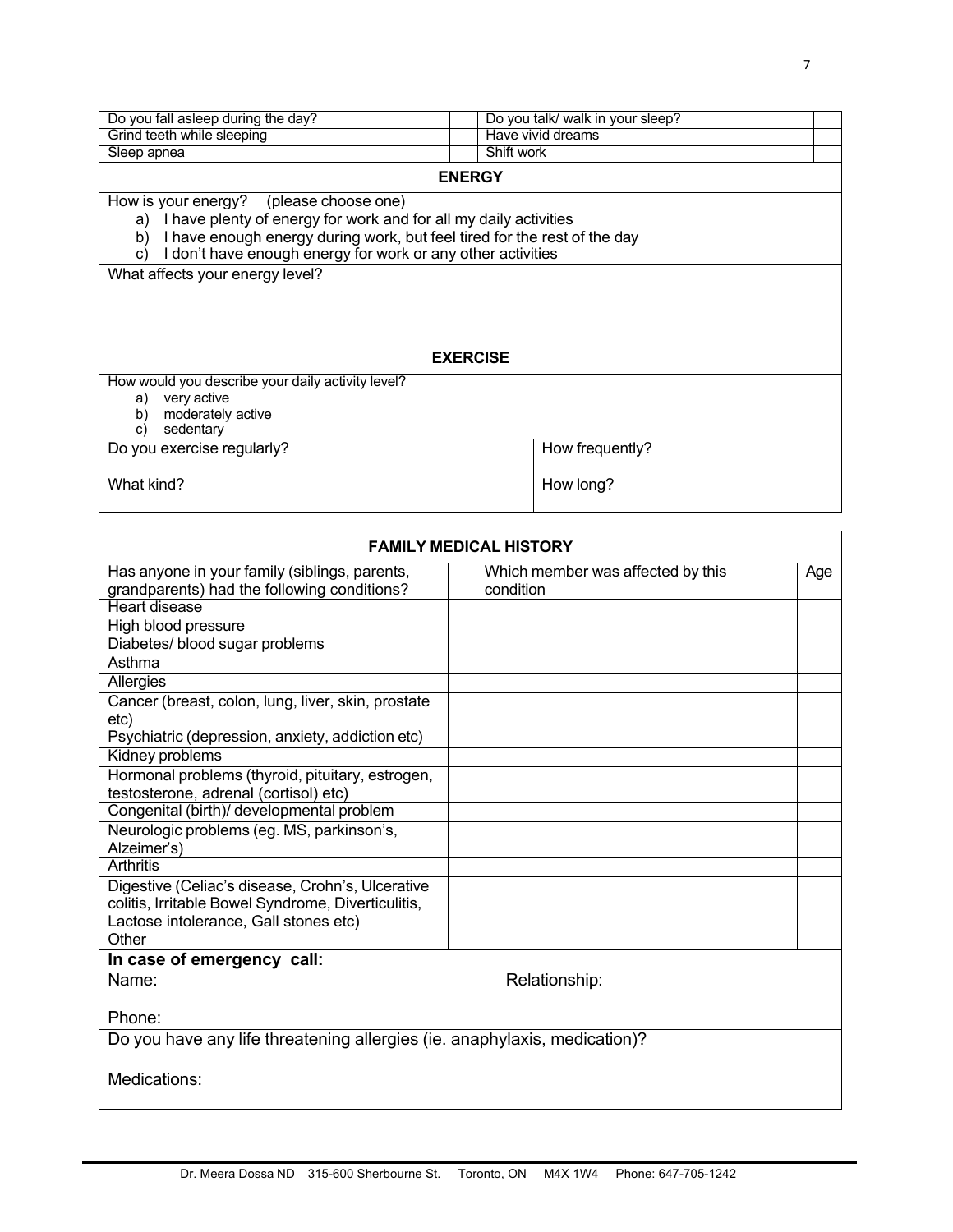| | | | |
|---|---|---|---|
| Do you fall asleep during the day? | | Do you talk/ walk in your sleep? | |
| Grind teeth while sleeping | | Have vivid dreams | |
| Sleep apnea | | Shift work | |

## ENERGY

How is your energy? (please choose one)

a) I have plenty of energy for work and for all my daily activities
b) I have enough energy during work, but feel tired for the rest of the day
c) I don't have enough energy for work or any other activities

What affects your energy level?

## EXERCISE

How would you describe your daily activity level?

a) very active
b) moderately active
c) sedentary

| | |
|---|---|
| Do you exercise regularly? | How frequently? |
| What kind? | How long? |

## FAMILY MEDICAL HISTORY

| Has anyone in your family (siblings, parents, grandparents) had the following conditions? | | Which member was affected by this condition | Age |
|---|---|---|---|
| Heart disease | | | |
| High blood pressure | | | |
| Diabetes/ blood sugar problems | | | |
| Asthma | | | |
| Allergies | | | |
| Cancer (breast, colon, lung, liver, skin, prostate etc) | | | |
| Psychiatric (depression, anxiety, addiction etc) | | | |
| Kidney problems | | | |
| Hormonal problems (thyroid, pituitary, estrogen, testosterone, adrenal (cortisol) etc) | | | |
| Congenital (birth)/ developmental problem | | | |
| Neurologic problems (eg. MS, parkinson's, Alzeimer's) | | | |
| Arthritis | | | |
| Digestive (Celiac's disease, Crohn's, Ulcerative colitis, Irritable Bowel Syndrome, Diverticulitis, Lactose intolerance, Gall stones etc) | | | |
| Other | | | |

**In case of emergency call:**

Name: Relationship:

Phone:

Do you have any life threatening allergies (ie. anaphylaxis, medication)?

Medications: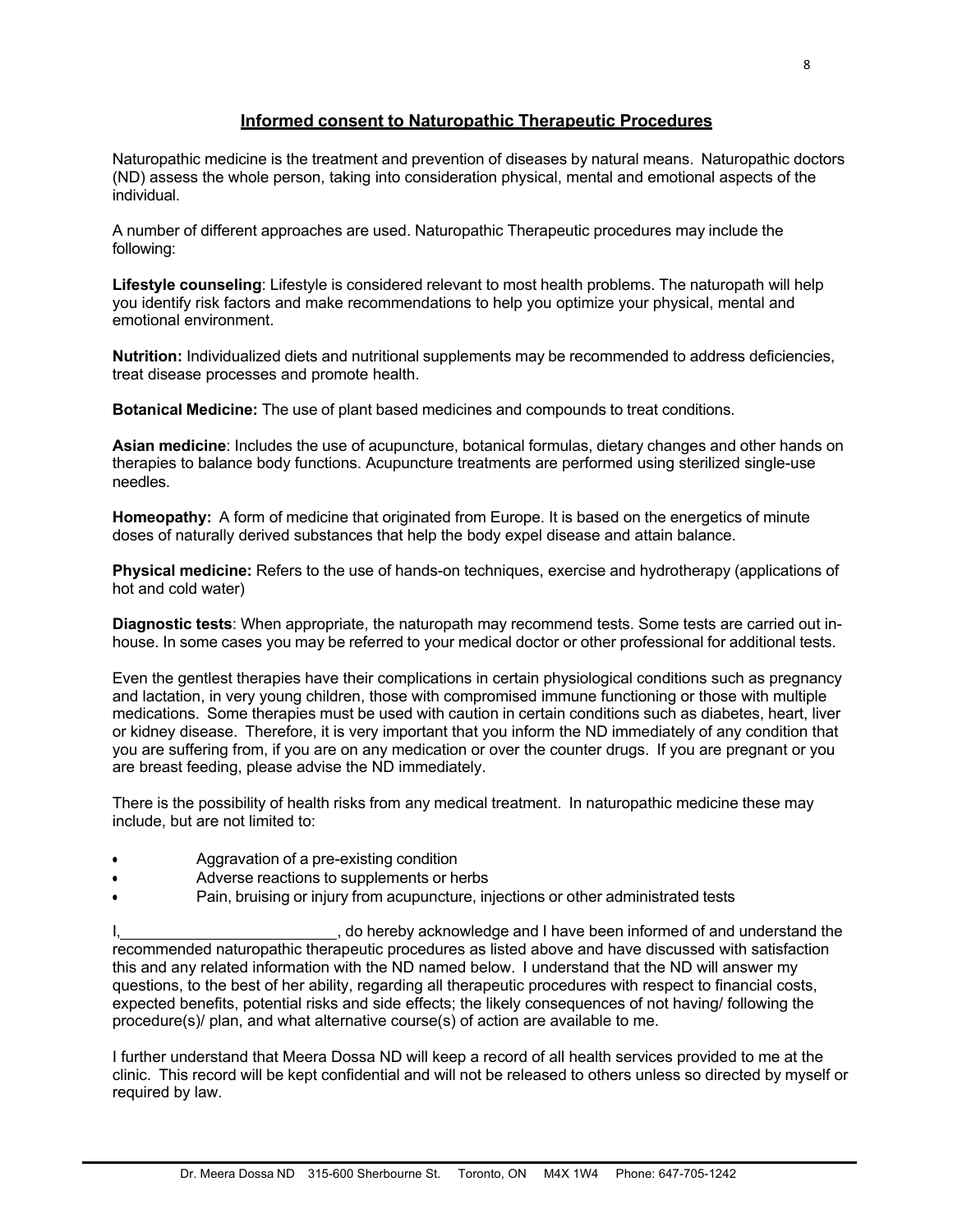## Informed consent to Naturopathic Therapeutic Procedures

Naturopathic medicine is the treatment and prevention of diseases by natural means. Naturopathic doctors (ND) assess the whole person, taking into consideration physical, mental and emotional aspects of the individual.

A number of different approaches are used. Naturopathic Therapeutic procedures may include the following:

**Lifestyle counseling**: Lifestyle is considered relevant to most health problems. The naturopath will help you identify risk factors and make recommendations to help you optimize your physical, mental and emotional environment.

**Nutrition:** Individualized diets and nutritional supplements may be recommended to address deficiencies, treat disease processes and promote health.

**Botanical Medicine:** The use of plant based medicines and compounds to treat conditions.

**Asian medicine**: Includes the use of acupuncture, botanical formulas, dietary changes and other hands on therapies to balance body functions. Acupuncture treatments are performed using sterilized single-use needles.

**Homeopathy:** A form of medicine that originated from Europe. It is based on the energetics of minute doses of naturally derived substances that help the body expel disease and attain balance.

**Physical medicine:** Refers to the use of hands-on techniques, exercise and hydrotherapy (applications of hot and cold water)

**Diagnostic tests**: When appropriate, the naturopath may recommend tests. Some tests are carried out in-house. In some cases you may be referred to your medical doctor or other professional for additional tests.

Even the gentlest therapies have their complications in certain physiological conditions such as pregnancy and lactation, in very young children, those with compromised immune functioning or those with multiple medications. Some therapies must be used with caution in certain conditions such as diabetes, heart, liver or kidney disease. Therefore, it is very important that you inform the ND immediately of any condition that you are suffering from, if you are on any medication or over the counter drugs. If you are pregnant or you are breast feeding, please advise the ND immediately.

There is the possibility of health risks from any medical treatment. In naturopathic medicine these may include, but are not limited to:

- Aggravation of a pre-existing condition
- Adverse reactions to supplements or herbs
- Pain, bruising or injury from acupuncture, injections or other administrated tests

I,\_\_\_\_\_\_\_\_\_\_\_\_\_\_\_\_\_\_\_\_\_\_\_\_\_\_, do hereby acknowledge and I have been informed of and understand the recommended naturopathic therapeutic procedures as listed above and have discussed with satisfaction this and any related information with the ND named below. I understand that the ND will answer my questions, to the best of her ability, regarding all therapeutic procedures with respect to financial costs, expected benefits, potential risks and side effects; the likely consequences of not having/ following the procedure(s)/ plan, and what alternative course(s) of action are available to me.

I further understand that Meera Dossa ND will keep a record of all health services provided to me at the clinic. This record will be kept confidential and will not be released to others unless so directed by myself or required by law.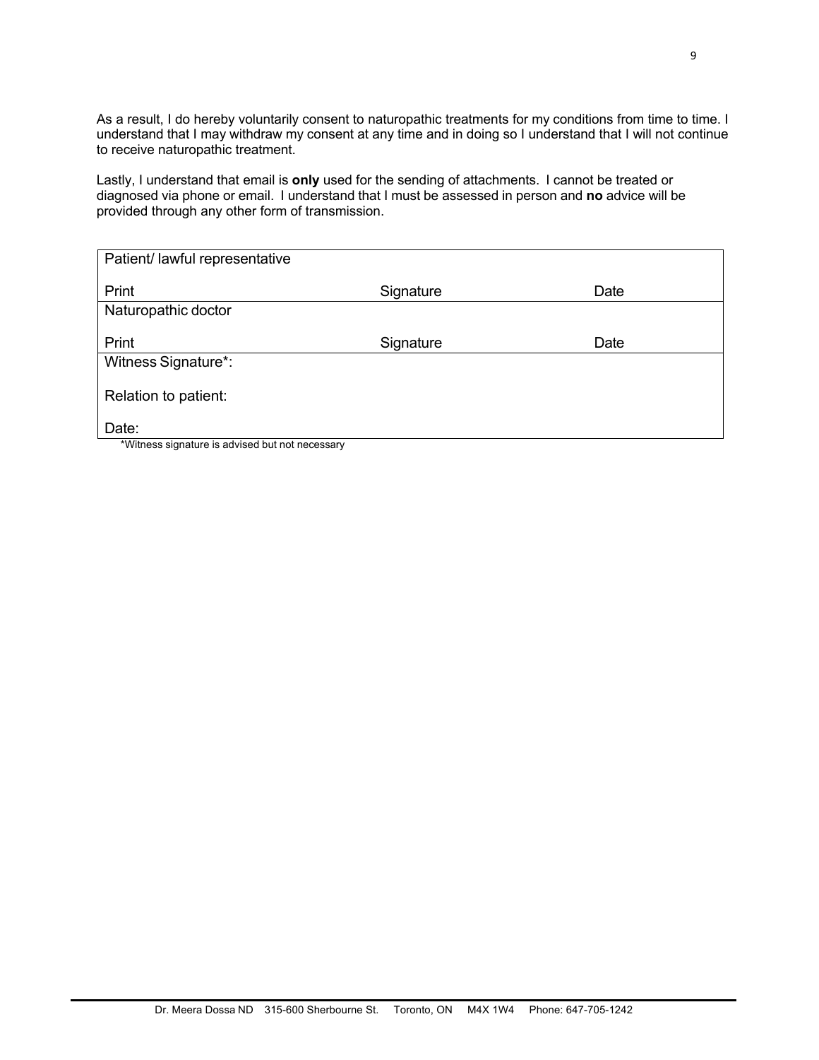As a result, I do hereby voluntarily consent to naturopathic treatments for my conditions from time to time. I understand that I may withdraw my consent at any time and in doing so I understand that I will not continue to receive naturopathic treatment.

Lastly, I understand that email is **only** used for the sending of attachments. I cannot be treated or diagnosed via phone or email. I understand that I must be assessed in person and **no** advice will be provided through any other form of transmission.

| | | |
|---|---|---|
| Patient/ lawful representative | | |
| Print | Signature | Date |
| Naturopathic doctor | | |
| Print | Signature | Date |
| Witness Signature*: | | |
| Relation to patient: | | |
| Date: | | |

*Witness signature is advised but not necessary